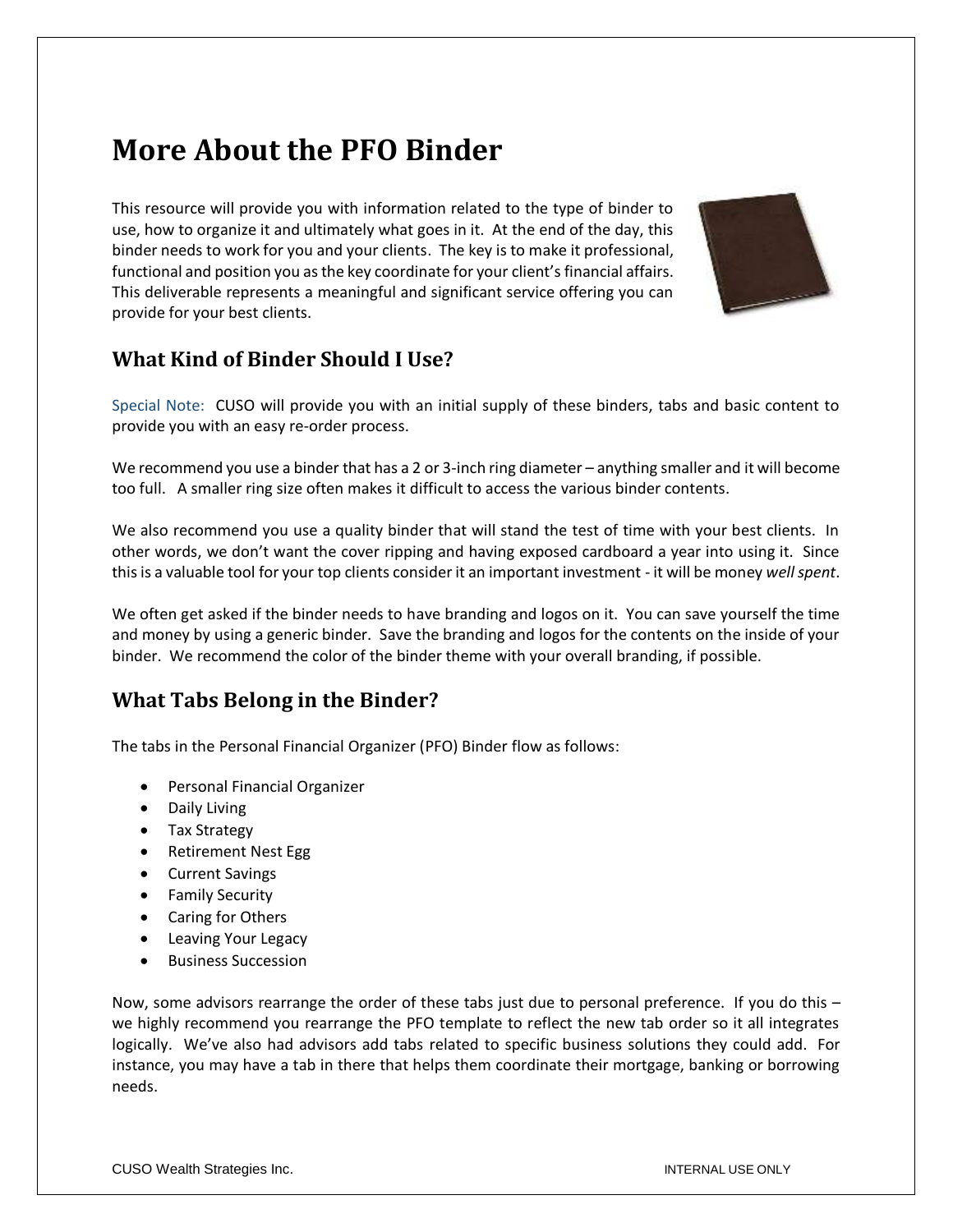# More About the PFO Binder

This resource will provide you with information related to the type of binder to use, how to organize it and ultimately what goes in it. At the end of the day, this binder needs to work for you and your clients. The key is to make it professional, functional and position you as the key coordinate for your client's financial affairs. This deliverable represents a meaningful and significant service offering you can provide for your best clients.

## What Kind of Binder Should I Use?

Special Note: CUSO will provide you with an initial supply of these binders, tabs and basic content to provide you with an easy re-order process.

We recommend you use a binder that has a 2 or 3-inch ring diameter – anything smaller and it will become too full. A smaller ring size often makes it difficult to access the various binder contents.

We also recommend you use a quality binder that will stand the test of time with your best clients. In other words, we don't want the cover ripping and having exposed cardboard a year into using it. Since this is a valuable tool for your top clients consider it an important investment - it will be money *well spent*.

We often get asked if the binder needs to have branding and logos on it. You can save yourself the time and money by using a generic binder. Save the branding and logos for the contents on the inside of your binder. We recommend the color of the binder theme with your overall branding, if possible.

## What Tabs Belong in the Binder?

The tabs in the Personal Financial Organizer (PFO) Binder flow as follows:

- Personal Financial Organizer
- Daily Living
- Tax Strategy
- Retirement Nest Egg
- Current Savings
- Family Security
- Caring for Others
- Leaving Your Legacy
- Business Succession

Now, some advisors rearrange the order of these tabs just due to personal preference. If you do this – we highly recommend you rearrange the PFO template to reflect the new tab order so it all integrates logically. We've also had advisors add tabs related to specific business solutions they could add. For instance, you may have a tab in there that helps them coordinate their mortgage, banking or borrowing needs.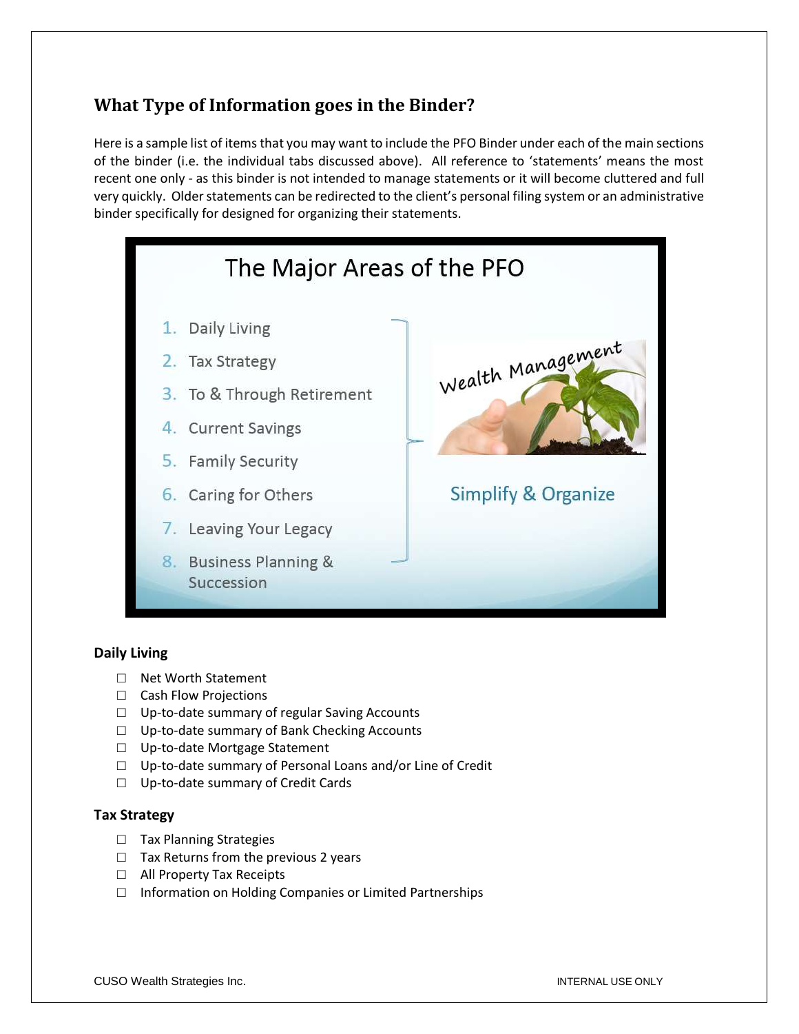## What Type of Information goes in the Binder?

Here is a sample list of items that you may want to include the PFO Binder under each of the main sections of the binder (i.e. the individual tabs discussed above). All reference to 'statements' means the most recent one only - as this binder is not intended to manage statements or it will become cluttered and full very quickly. Older statements can be redirected to the client's personal filing system or an administrative binder specifically for designed for organizing their statements.

The Major Areas of the PFO

1. Daily Living
2. Tax Strategy
3. To & Through Retirement
4. Current Savings
5. Family Security
6. Caring for Others
7. Leaving Your Legacy
8. Business Planning & Succession

Wealth Management

Simplify & Organize

**Daily Living**

- ☐ Net Worth Statement
- ☐ Cash Flow Projections
- ☐ Up-to-date summary of regular Saving Accounts
- ☐ Up-to-date summary of Bank Checking Accounts
- ☐ Up-to-date Mortgage Statement
- ☐ Up-to-date summary of Personal Loans and/or Line of Credit
- ☐ Up-to-date summary of Credit Cards

**Tax Strategy**

- ☐ Tax Planning Strategies
- ☐ Tax Returns from the previous 2 years
- ☐ All Property Tax Receipts
- ☐ Information on Holding Companies or Limited Partnerships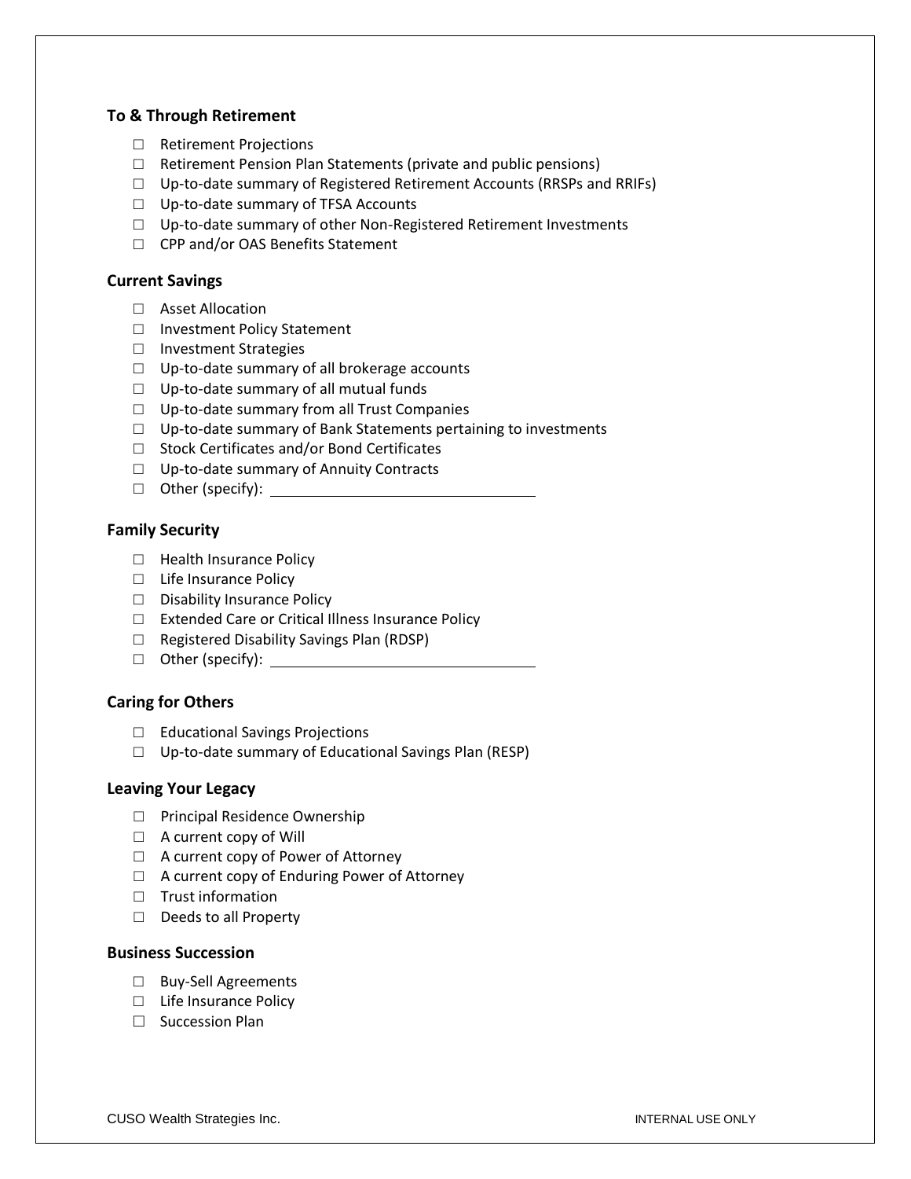### To & Through Retirement

- ☐ Retirement Projections
- ☐ Retirement Pension Plan Statements (private and public pensions)
- ☐ Up-to-date summary of Registered Retirement Accounts (RRSPs and RRIFs)
- ☐ Up-to-date summary of TFSA Accounts
- ☐ Up-to-date summary of other Non-Registered Retirement Investments
- ☐ CPP and/or OAS Benefits Statement

### Current Savings

- ☐ Asset Allocation
- ☐ Investment Policy Statement
- ☐ Investment Strategies
- ☐ Up-to-date summary of all brokerage accounts
- ☐ Up-to-date summary of all mutual funds
- ☐ Up-to-date summary from all Trust Companies
- ☐ Up-to-date summary of Bank Statements pertaining to investments
- ☐ Stock Certificates and/or Bond Certificates
- ☐ Up-to-date summary of Annuity Contracts
- ☐ Other (specify): ______________________________

### Family Security

- ☐ Health Insurance Policy
- ☐ Life Insurance Policy
- ☐ Disability Insurance Policy
- ☐ Extended Care or Critical Illness Insurance Policy
- ☐ Registered Disability Savings Plan (RDSP)
- ☐ Other (specify): ______________________________

### Caring for Others

- ☐ Educational Savings Projections
- ☐ Up-to-date summary of Educational Savings Plan (RESP)

### Leaving Your Legacy

- ☐ Principal Residence Ownership
- ☐ A current copy of Will
- ☐ A current copy of Power of Attorney
- ☐ A current copy of Enduring Power of Attorney
- ☐ Trust information
- ☐ Deeds to all Property

### Business Succession

- ☐ Buy-Sell Agreements
- ☐ Life Insurance Policy
- ☐ Succession Plan